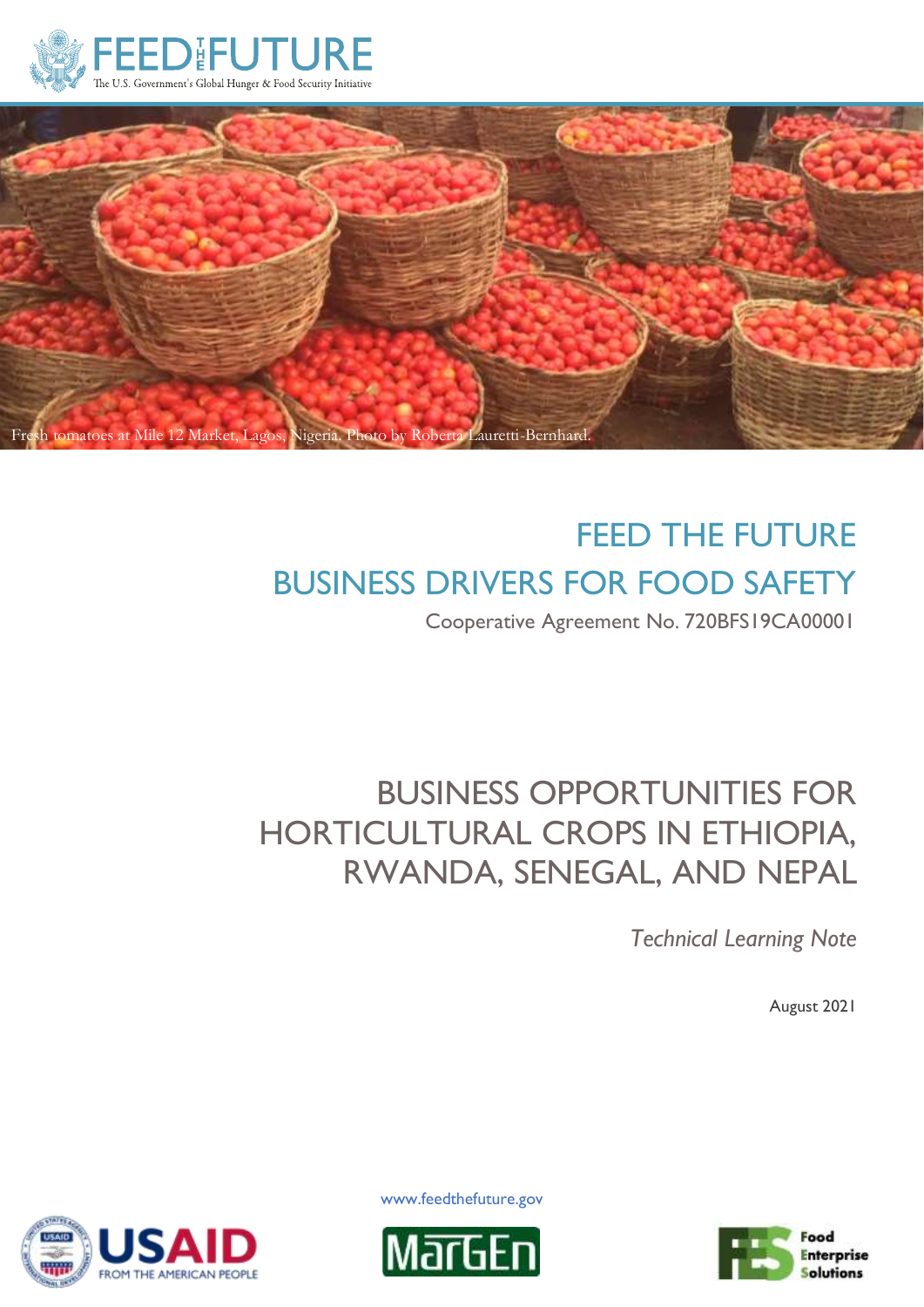FEED THE FUTURE

The U.S. Government's Global Hunger & Food Security Initiative

Fresh tomatoes at Mile 12 Market, Lagos, Nigeria. Photo by Roberta Lauretti-Bernhard.

# FEED THE FUTURE BUSINESS DRIVERS FOR FOOD SAFETY

Cooperative Agreement No. 720BFS19CA00001

# BUSINESS OPPORTUNITIES FOR HORTICULTURAL CROPS IN ETHIOPIA, RWANDA, SENEGAL, AND NEPAL

*Technical Learning Note*

August 2021

www.feedthefuture.gov

USAID FROM THE AMERICAN PEOPLE

MarGEn

Food Enterprise Solutions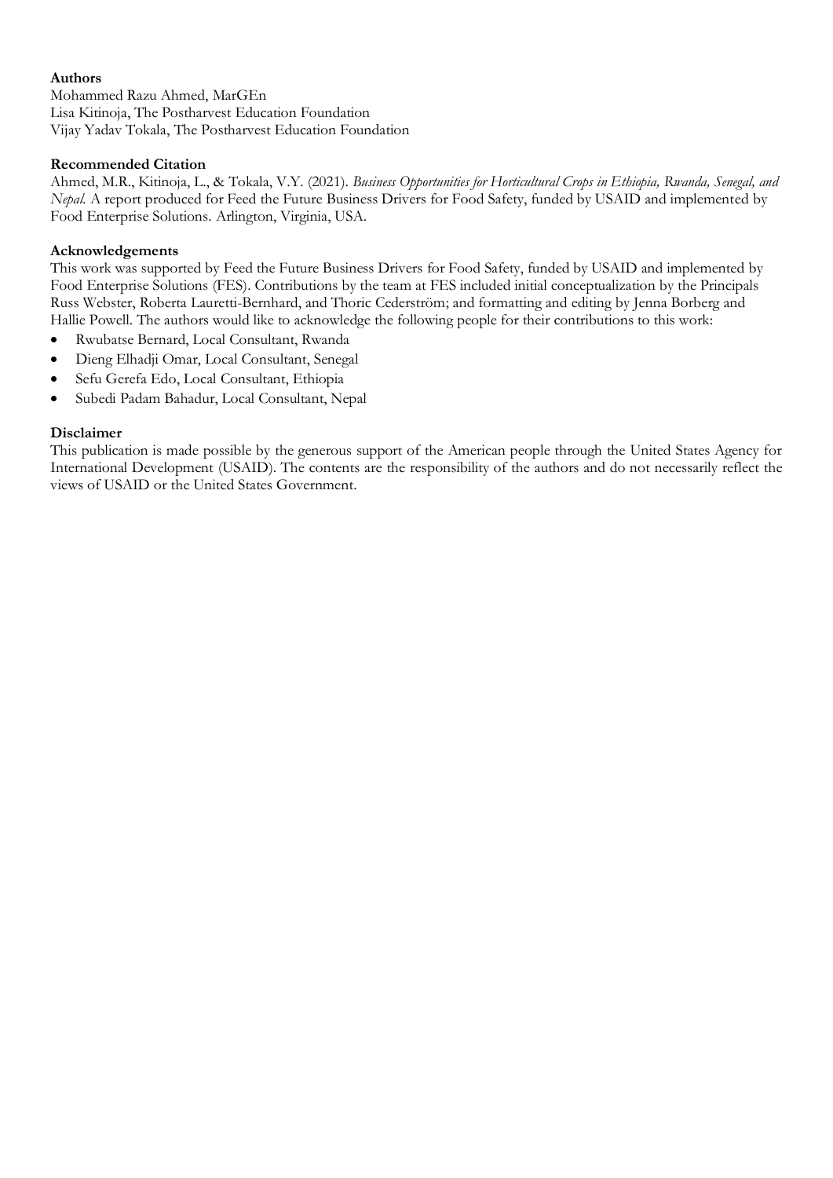**Authors**

Mohammed Razu Ahmed, MarGEn
Lisa Kitinoja, The Postharvest Education Foundation
Vijay Yadav Tokala, The Postharvest Education Foundation

**Recommended Citation**

Ahmed, M.R., Kitinoja, L., & Tokala, V.Y. (2021). *Business Opportunities for Horticultural Crops in Ethiopia, Rwanda, Senegal, and Nepal.* A report produced for Feed the Future Business Drivers for Food Safety, funded by USAID and implemented by Food Enterprise Solutions. Arlington, Virginia, USA.

**Acknowledgements**

This work was supported by Feed the Future Business Drivers for Food Safety, funded by USAID and implemented by Food Enterprise Solutions (FES). Contributions by the team at FES included initial conceptualization by the Principals Russ Webster, Roberta Lauretti-Bernhard, and Thoric Cederström; and formatting and editing by Jenna Borberg and Hallie Powell. The authors would like to acknowledge the following people for their contributions to this work:

- Rwubatse Bernard, Local Consultant, Rwanda
- Dieng Elhadji Omar, Local Consultant, Senegal
- Sefu Gerefa Edo, Local Consultant, Ethiopia
- Subedi Padam Bahadur, Local Consultant, Nepal

**Disclaimer**

This publication is made possible by the generous support of the American people through the United States Agency for International Development (USAID). The contents are the responsibility of the authors and do not necessarily reflect the views of USAID or the United States Government.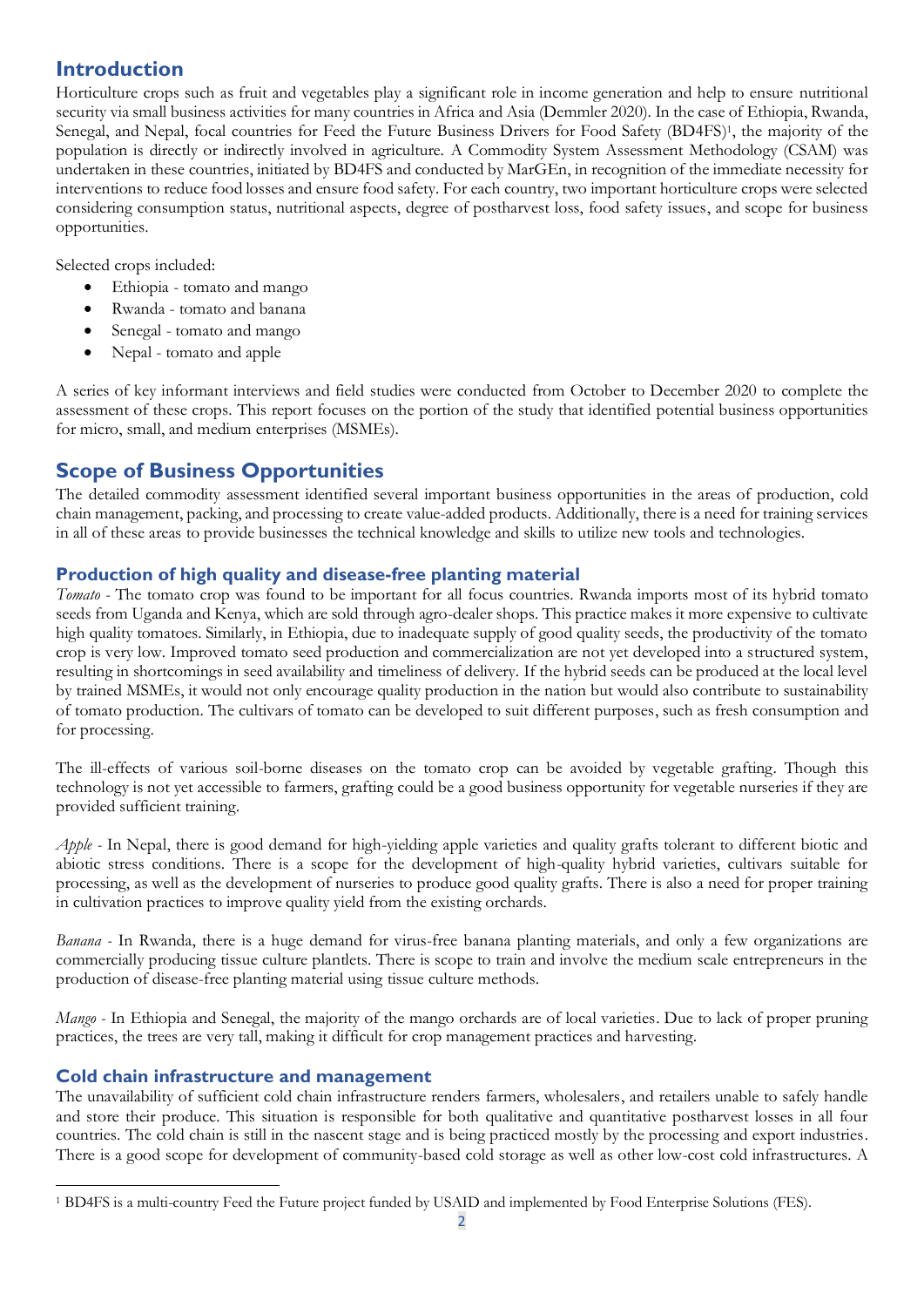## Introduction

Horticulture crops such as fruit and vegetables play a significant role in income generation and help to ensure nutritional security via small business activities for many countries in Africa and Asia (Demmler 2020). In the case of Ethiopia, Rwanda, Senegal, and Nepal, focal countries for Feed the Future Business Drivers for Food Safety (BD4FS)[1], the majority of the population is directly or indirectly involved in agriculture. A Commodity System Assessment Methodology (CSAM) was undertaken in these countries, initiated by BD4FS and conducted by MarGEn, in recognition of the immediate necessity for interventions to reduce food losses and ensure food safety. For each country, two important horticulture crops were selected considering consumption status, nutritional aspects, degree of postharvest loss, food safety issues, and scope for business opportunities.

Selected crops included:

- Ethiopia - tomato and mango
- Rwanda - tomato and banana
- Senegal - tomato and mango
- Nepal - tomato and apple

A series of key informant interviews and field studies were conducted from October to December 2020 to complete the assessment of these crops. This report focuses on the portion of the study that identified potential business opportunities for micro, small, and medium enterprises (MSMEs).

## Scope of Business Opportunities

The detailed commodity assessment identified several important business opportunities in the areas of production, cold chain management, packing, and processing to create value-added products. Additionally, there is a need for training services in all of these areas to provide businesses the technical knowledge and skills to utilize new tools and technologies.

### Production of high quality and disease-free planting material

*Tomato* - The tomato crop was found to be important for all focus countries. Rwanda imports most of its hybrid tomato seeds from Uganda and Kenya, which are sold through agro-dealer shops. This practice makes it more expensive to cultivate high quality tomatoes. Similarly, in Ethiopia, due to inadequate supply of good quality seeds, the productivity of the tomato crop is very low. Improved tomato seed production and commercialization are not yet developed into a structured system, resulting in shortcomings in seed availability and timeliness of delivery. If the hybrid seeds can be produced at the local level by trained MSMEs, it would not only encourage quality production in the nation but would also contribute to sustainability of tomato production. The cultivars of tomato can be developed to suit different purposes, such as fresh consumption and for processing.

The ill-effects of various soil-borne diseases on the tomato crop can be avoided by vegetable grafting. Though this technology is not yet accessible to farmers, grafting could be a good business opportunity for vegetable nurseries if they are provided sufficient training.

*Apple* - In Nepal, there is good demand for high-yielding apple varieties and quality grafts tolerant to different biotic and abiotic stress conditions. There is a scope for the development of high-quality hybrid varieties, cultivars suitable for processing, as well as the development of nurseries to produce good quality grafts. There is also a need for proper training in cultivation practices to improve quality yield from the existing orchards.

*Banana* - In Rwanda, there is a huge demand for virus-free banana planting materials, and only a few organizations are commercially producing tissue culture plantlets. There is scope to train and involve the medium scale entrepreneurs in the production of disease-free planting material using tissue culture methods.

*Mango* - In Ethiopia and Senegal, the majority of the mango orchards are of local varieties. Due to lack of proper pruning practices, the trees are very tall, making it difficult for crop management practices and harvesting.

### Cold chain infrastructure and management

The unavailability of sufficient cold chain infrastructure renders farmers, wholesalers, and retailers unable to safely handle and store their produce. This situation is responsible for both qualitative and quantitative postharvest losses in all four countries. The cold chain is still in the nascent stage and is being practiced mostly by the processing and export industries. There is a good scope for development of community-based cold storage as well as other low-cost cold infrastructures. A

[1] BD4FS is a multi-country Feed the Future project funded by USAID and implemented by Food Enterprise Solutions (FES).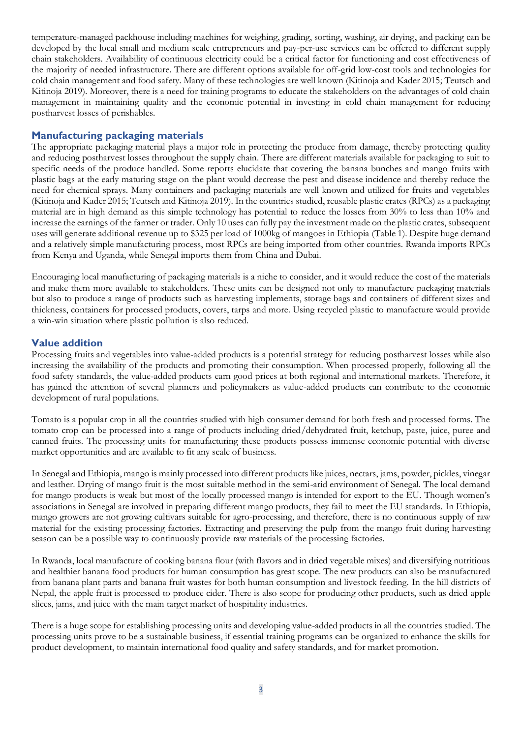temperature-managed packhouse including machines for weighing, grading, sorting, washing, air drying, and packing can be developed by the local small and medium scale entrepreneurs and pay-per-use services can be offered to different supply chain stakeholders. Availability of continuous electricity could be a critical factor for functioning and cost effectiveness of the majority of needed infrastructure. There are different options available for off-grid low-cost tools and technologies for cold chain management and food safety. Many of these technologies are well known (Kitinoja and Kader 2015; Teutsch and Kitinoja 2019). Moreover, there is a need for training programs to educate the stakeholders on the advantages of cold chain management in maintaining quality and the economic potential in investing in cold chain management for reducing postharvest losses of perishables.

## Manufacturing packaging materials

The appropriate packaging material plays a major role in protecting the produce from damage, thereby protecting quality and reducing postharvest losses throughout the supply chain. There are different materials available for packaging to suit to specific needs of the produce handled. Some reports elucidate that covering the banana bunches and mango fruits with plastic bags at the early maturing stage on the plant would decrease the pest and disease incidence and thereby reduce the need for chemical sprays. Many containers and packaging materials are well known and utilized for fruits and vegetables (Kitinoja and Kader 2015; Teutsch and Kitinoja 2019). In the countries studied, reusable plastic crates (RPCs) as a packaging material are in high demand as this simple technology has potential to reduce the losses from 30% to less than 10% and increase the earnings of the farmer or trader. Only 10 uses can fully pay the investment made on the plastic crates, subsequent uses will generate additional revenue up to $325 per load of 1000kg of mangoes in Ethiopia (Table 1). Despite huge demand and a relatively simple manufacturing process, most RPCs are being imported from other countries. Rwanda imports RPCs from Kenya and Uganda, while Senegal imports them from China and Dubai.

Encouraging local manufacturing of packaging materials is a niche to consider, and it would reduce the cost of the materials and make them more available to stakeholders. These units can be designed not only to manufacture packaging materials but also to produce a range of products such as harvesting implements, storage bags and containers of different sizes and thickness, containers for processed products, covers, tarps and more. Using recycled plastic to manufacture would provide a win-win situation where plastic pollution is also reduced.

## Value addition

Processing fruits and vegetables into value-added products is a potential strategy for reducing postharvest losses while also increasing the availability of the products and promoting their consumption. When processed properly, following all the food safety standards, the value-added products earn good prices at both regional and international markets. Therefore, it has gained the attention of several planners and policymakers as value-added products can contribute to the economic development of rural populations.

Tomato is a popular crop in all the countries studied with high consumer demand for both fresh and processed forms. The tomato crop can be processed into a range of products including dried/dehydrated fruit, ketchup, paste, juice, puree and canned fruits. The processing units for manufacturing these products possess immense economic potential with diverse market opportunities and are available to fit any scale of business.

In Senegal and Ethiopia, mango is mainly processed into different products like juices, nectars, jams, powder, pickles, vinegar and leather. Drying of mango fruit is the most suitable method in the semi-arid environment of Senegal. The local demand for mango products is weak but most of the locally processed mango is intended for export to the EU. Though women's associations in Senegal are involved in preparing different mango products, they fail to meet the EU standards. In Ethiopia, mango growers are not growing cultivars suitable for agro-processing, and therefore, there is no continuous supply of raw material for the existing processing factories. Extracting and preserving the pulp from the mango fruit during harvesting season can be a possible way to continuously provide raw materials of the processing factories.

In Rwanda, local manufacture of cooking banana flour (with flavors and in dried vegetable mixes) and diversifying nutritious and healthier banana food products for human consumption has great scope. The new products can also be manufactured from banana plant parts and banana fruit wastes for both human consumption and livestock feeding. In the hill districts of Nepal, the apple fruit is processed to produce cider. There is also scope for producing other products, such as dried apple slices, jams, and juice with the main target market of hospitality industries.

There is a huge scope for establishing processing units and developing value-added products in all the countries studied. The processing units prove to be a sustainable business, if essential training programs can be organized to enhance the skills for product development, to maintain international food quality and safety standards, and for market promotion.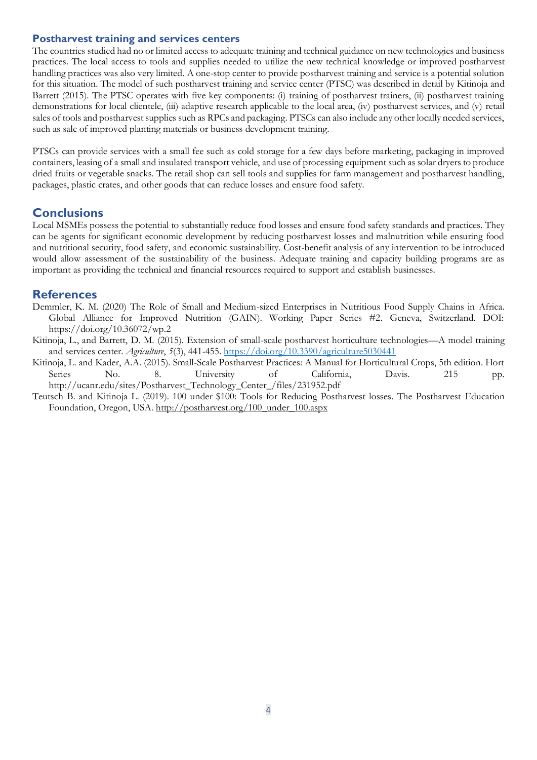### Postharvest training and services centers

The countries studied had no or limited access to adequate training and technical guidance on new technologies and business practices. The local access to tools and supplies needed to utilize the new technical knowledge or improved postharvest handling practices was also very limited. A one-stop center to provide postharvest training and service is a potential solution for this situation. The model of such postharvest training and service center (PTSC) was described in detail by Kitinoja and Barrett (2015). The PTSC operates with five key components: (i) training of postharvest trainers, (ii) postharvest training demonstrations for local clientele, (iii) adaptive research applicable to the local area, (iv) postharvest services, and (v) retail sales of tools and postharvest supplies such as RPCs and packaging. PTSCs can also include any other locally needed services, such as sale of improved planting materials or business development training.

PTSCs can provide services with a small fee such as cold storage for a few days before marketing, packaging in improved containers, leasing of a small and insulated transport vehicle, and use of processing equipment such as solar dryers to produce dried fruits or vegetable snacks. The retail shop can sell tools and supplies for farm management and postharvest handling, packages, plastic crates, and other goods that can reduce losses and ensure food safety.

## Conclusions

Local MSMEs possess the potential to substantially reduce food losses and ensure food safety standards and practices. They can be agents for significant economic development by reducing postharvest losses and malnutrition while ensuring food and nutritional security, food safety, and economic sustainability. Cost-benefit analysis of any intervention to be introduced would allow assessment of the sustainability of the business. Adequate training and capacity building programs are as important as providing the technical and financial resources required to support and establish businesses.

## References

Demmler, K. M. (2020) The Role of Small and Medium-sized Enterprises in Nutritious Food Supply Chains in Africa. Global Alliance for Improved Nutrition (GAIN). Working Paper Series #2. Geneva, Switzerland. DOI: https://doi.org/10.36072/wp.2

Kitinoja, L., and Barrett, D. M. (2015). Extension of small-scale postharvest horticulture technologies—A model training and services center. *Agriculture*, *5*(3), 441-455. https://doi.org/10.3390/agriculture5030441

Kitinoja, L. and Kader, A.A. (2015). Small-Scale Postharvest Practices: A Manual for Horticultural Crops, 5th edition. Hort Series No. 8. University of California, Davis. 215 pp. http://ucanr.edu/sites/Postharvest_Technology_Center_/files/231952.pdf

Teutsch B. and Kitinoja L. (2019). 100 under $100: Tools for Reducing Postharvest losses. The Postharvest Education Foundation, Oregon, USA. http://postharvest.org/100_under_100.aspx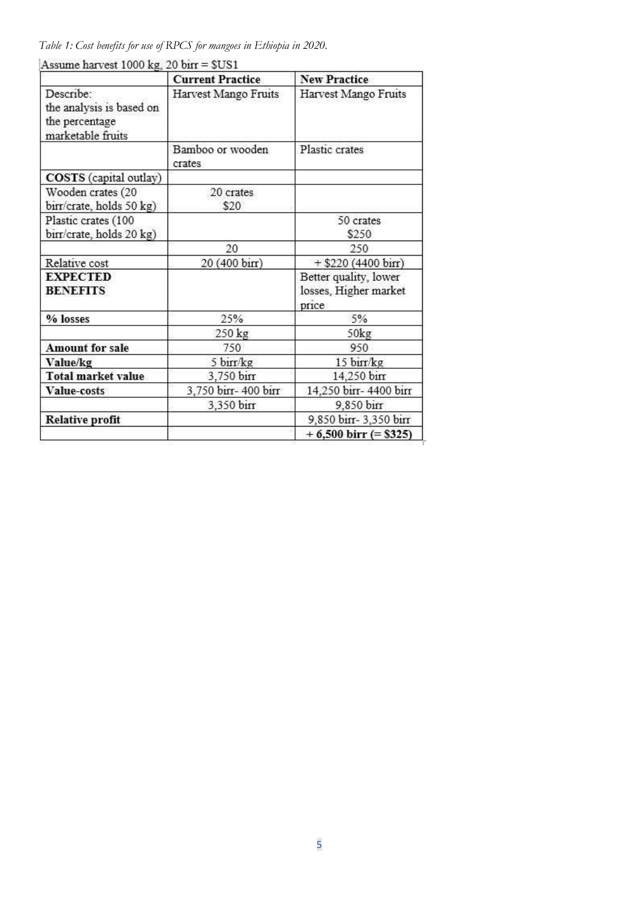*Table 1: Cost benefits for use of RPCS for mangoes in Ethiopia in 2020.*

Assume harvest 1000 kg, 20 birr = $US1

| | **Current Practice** | **New Practice** |
|---|---|---|
| Describe: the analysis is based on the percentage marketable fruits | Harvest Mango Fruits | Harvest Mango Fruits |
| | Bamboo or wooden crates | Plastic crates |
| **COSTS** (capital outlay) | | |
| Wooden crates (20 birr/crate, holds 50 kg) | 20 crates $20 | |
| Plastic crates (100 birr/crate, holds 20 kg) | | 50 crates $250 |
| | 20 | 250 |
| Relative cost | 20 (400 birr) | + $220 (4400 birr) |
| **EXPECTED BENEFITS** | | Better quality, lower losses, Higher market price |
| **% losses** | 25% | 5% |
| | 250 kg | 50kg |
| **Amount for sale** | 750 | 950 |
| **Value/kg** | 5 birr/kg | 15 birr/kg |
| **Total market value** | 3,750 birr | 14,250 birr |
| **Value-costs** | 3,750 birr- 400 birr | 14,250 birr- 4400 birr |
| | 3,350 birr | 9,850 birr |
| **Relative profit** | | 9,850 birr- 3,350 birr |
| | | **+ 6,500 birr (= $325)** |